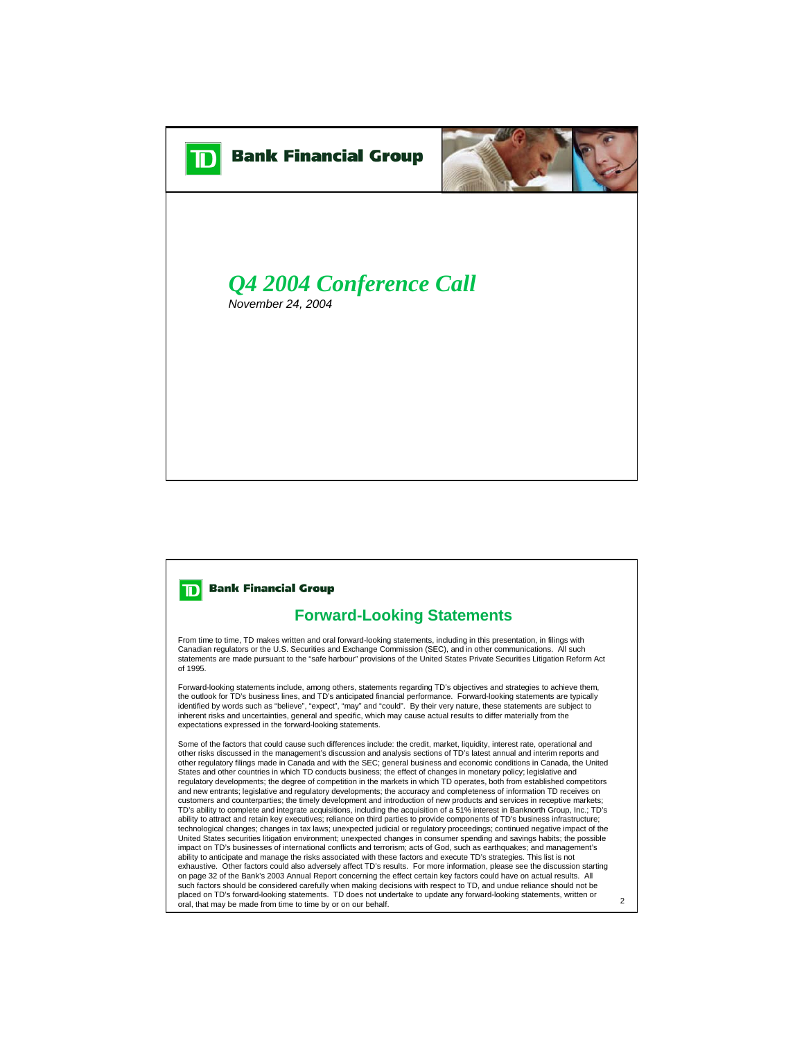**Bank Financial Group**

# *Q4 2004 Conference Call*

*November 24, 2004*

**Bank Financial Group**

## Forward-Looking Statements

From time to time, TD makes written and oral forward-looking statements, including in this presentation, in filings with Canadian regulators or the U.S. Securities and Exchange Commission (SEC), and in other communications. All such statements are made pursuant to the "safe harbour" provisions of the United States Private Securities Litigation Reform Act of 1995.

Forward-looking statements include, among others, statements regarding TD's objectives and strategies to achieve them, the outlook for TD's business lines, and TD's anticipated financial performance. Forward-looking statements are typically identified by words such as "believe", "expect", "may" and "could". By their very nature, these statements are subject to inherent risks and uncertainties, general and specific, which may cause actual results to differ materially from the expectations expressed in the forward-looking statements.

Some of the factors that could cause such differences include: the credit, market, liquidity, interest rate, operational and other risks discussed in the management's discussion and analysis sections of TD's latest annual and interim reports and other regulatory filings made in Canada and with the SEC; general business and economic conditions in Canada, the United States and other countries in which TD conducts business; the effect of changes in monetary policy; legislative and regulatory developments; the degree of competition in the markets in which TD operates, both from established competitors and new entrants; legislative and regulatory developments; the accuracy and completeness of information TD receives on customers and counterparties; the timely development and introduction of new products and services in receptive markets; TD's ability to complete and integrate acquisitions, including the acquisition of a 51% interest in Banknorth Group, Inc.; TD's ability to attract and retain key executives; reliance on third parties to provide components of TD's business infrastructure; technological changes; changes in tax laws; unexpected judicial or regulatory proceedings; continued negative impact of the United States securities litigation environment; unexpected changes in consumer spending and savings habits; the possible impact on TD's businesses of international conflicts and terrorism; acts of God, such as earthquakes; and management's ability to anticipate and manage the risks associated with these factors and execute TD's strategies. This list is not exhaustive. Other factors could also adversely affect TD's results. For more information, please see the discussion starting on page 32 of the Bank's 2003 Annual Report concerning the effect certain key factors could have on actual results. All such factors should be considered carefully when making decisions with respect to TD, and undue reliance should not be placed on TD's forward-looking statements. TD does not undertake to update any forward-looking statements, written or oral, that may be made from time to time by or on our behalf.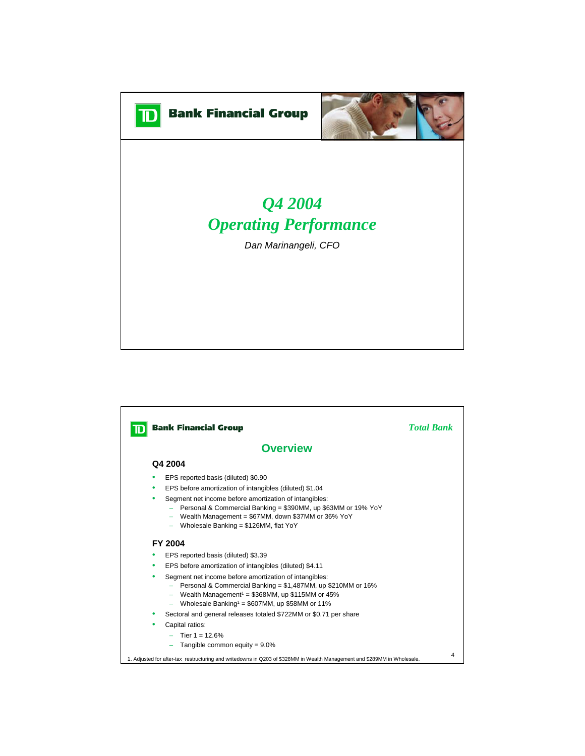# Q4 2004 Operating Performance

*Dan Marinangeli, CFO*

---

*Total Bank*

## Overview

### Q4 2004

- EPS reported basis (diluted) $0.90
- EPS before amortization of intangibles (diluted) $1.04
- Segment net income before amortization of intangibles:
  - Personal & Commercial Banking = $390MM, up $63MM or 19% YoY
  - Wealth Management = $67MM, down $37MM or 36% YoY
  - Wholesale Banking = $126MM, flat YoY

### FY 2004

- EPS reported basis (diluted) $3.39
- EPS before amortization of intangibles (diluted) $4.11
- Segment net income before amortization of intangibles:
  - Personal & Commercial Banking = $1,487MM, up $210MM or 16%
  - Wealth Management[1] = $368MM, up $115MM or 45%
  - Wholesale Banking[1] = $607MM, up $58MM or 11%
- Sectoral and general releases totaled $722MM or $0.71 per share
- Capital ratios:
  - Tier 1 = 12.6%
  - Tangible common equity = 9.0%

1. Adjusted for after-tax restructuring and writedowns in Q203 of $328MM in Wealth Management and $289MM in Wholesale.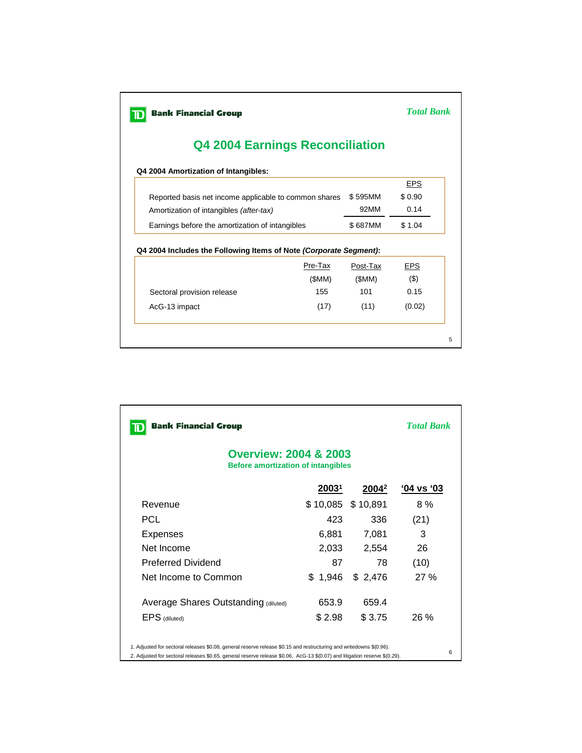TD Bank Financial Group

*Total Bank*

## Q4 2004 Earnings Reconciliation

**Q4 2004 Amortization of Intangibles:**

| | | EPS |
|---|---|---|
| Reported basis net income applicable to common shares | $ 595MM | $ 0.90 |
| Amortization of intangibles *(after-tax)* | 92MM | 0.14 |
| Earnings before the amortization of intangibles | $ 687MM | $ 1.04 |

**Q4 2004 Includes the Following Items of Note *(Corporate Segment)*:**

| | Pre-Tax ($MM) | Post-Tax ($MM) | EPS ($) |
|---|---|---|---|
| Sectoral provision release | 155 | 101 | 0.15 |
| AcG-13 impact | (17) | (11) | (0.02) |

TD Bank Financial Group

*Total Bank*

## Overview: 2004 & 2003

**Before amortization of intangibles**

| | 2003[1] | 2004[2] | '04 vs '03 |
|---|---|---|---|
| Revenue | $ 10,085 | $ 10,891 | 8 % |
| PCL | 423 | 336 | (21) |
| Expenses | 6,881 | 7,081 | 3 |
| Net Income | 2,033 | 2,554 | 26 |
| Preferred Dividend | 87 | 78 | (10) |
| Net Income to Common | $ 1,946 | $ 2,476 | 27 % |
| | | | |
| Average Shares Outstanding (diluted) | 653.9 | 659.4 | |
| EPS (diluted) | $ 2.98 | $ 3.75 | 26 % |

1. Adjusted for sectoral releases $0.08, general reserve release $0.15 and restructuring and writedowns $(0.96).
2. Adjusted for sectoral releases $0.65, general reserve release $0.06, AcG-13 $(0.07) and litigation reserve $(0.29).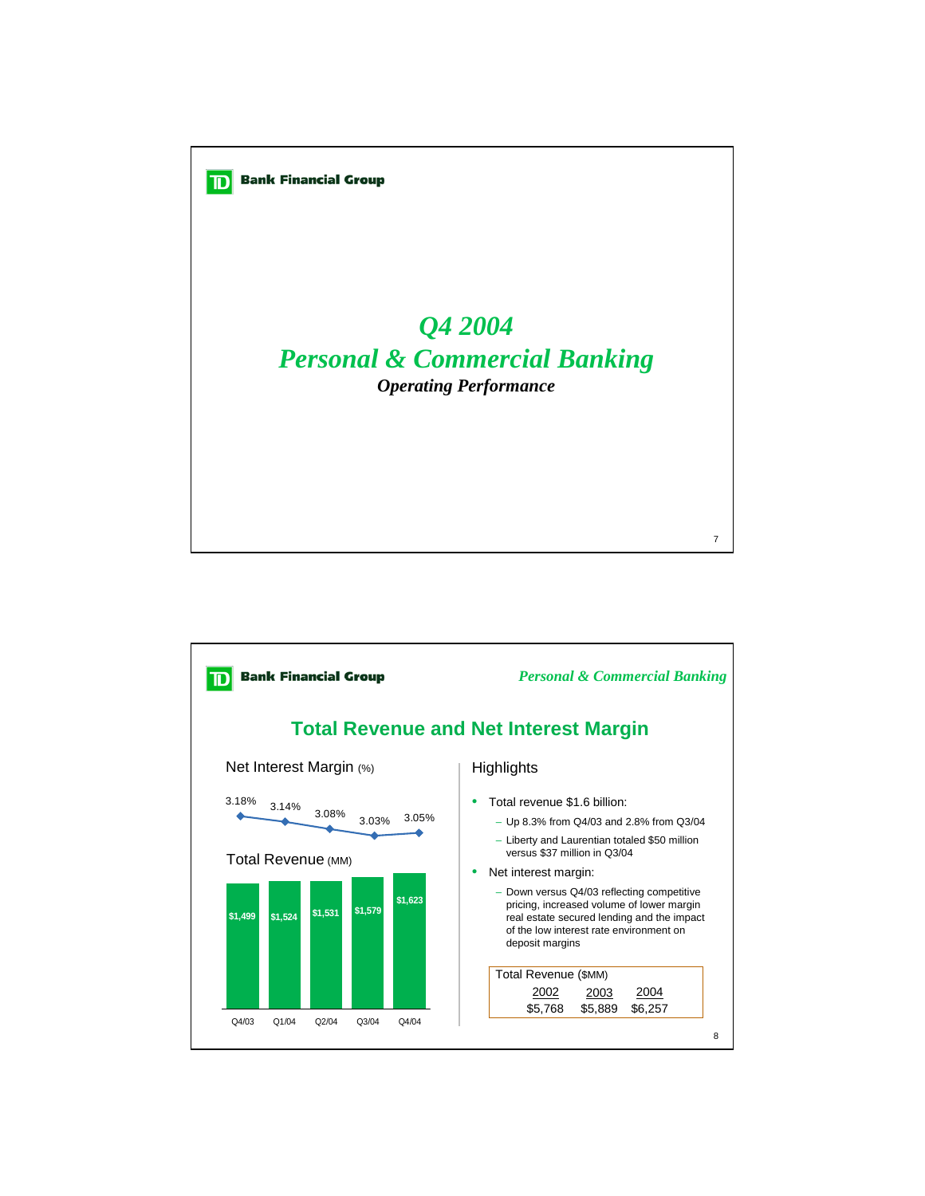# Q4 2004
# Personal & Commercial Banking
### *Operating Performance*

---

## Total Revenue and Net Interest Margin

**Net Interest Margin** (%)

| Q4/03 | Q1/04 | Q2/04 | Q3/04 | Q4/04 |
|---|---|---|---|---|
| 3.18% | 3.14% | 3.08% | 3.03% | 3.05% |

**Total Revenue** (MM)

| Q4/03 | Q1/04 | Q2/04 | Q3/04 | Q4/04 |
|---|---|---|---|---|
| $1,499 | $1,524 | $1,531 | $1,579 | $1,623 |

### Highlights

- Total revenue $1.6 billion:
  - Up 8.3% from Q4/03 and 2.8% from Q3/04
  - Liberty and Laurentian totaled $50 million versus $37 million in Q3/04
- Net interest margin:
  - Down versus Q4/03 reflecting competitive pricing, increased volume of lower margin real estate secured lending and the impact of the low interest rate environment on deposit margins

Total Revenue ($MM)

| 2002 | 2003 | 2004 |
|---|---|---|
| $5,768 | $5,889 | $6,257 |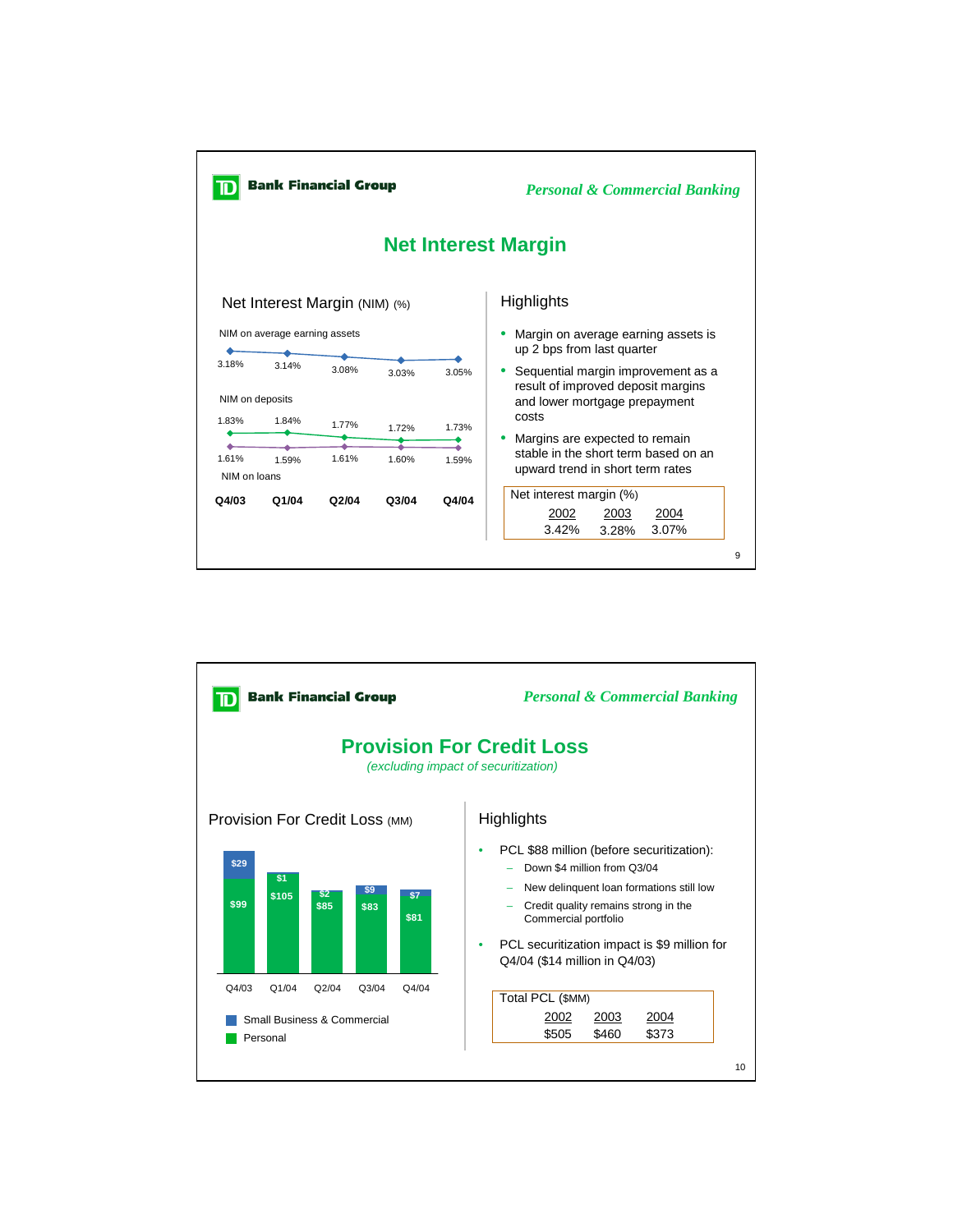## Personal & Commercial Banking

# Net Interest Margin

### Net Interest Margin (NIM) (%)

| | Q4/03 | Q1/04 | Q2/04 | Q3/04 | Q4/04 |
|---|---|---|---|---|---|
| NIM on average earning assets | 3.18% | 3.14% | 3.08% | 3.03% | 3.05% |
| NIM on deposits | 1.83% | 1.84% | 1.77% | 1.72% | 1.73% |
| NIM on loans | 1.61% | 1.59% | 1.61% | 1.60% | 1.59% |

### Highlights

- Margin on average earning assets is up 2 bps from last quarter
- Sequential margin improvement as a result of improved deposit margins and lower mortgage prepayment costs
- Margins are expected to remain stable in the short term based on an upward trend in short term rates

Net interest margin (%)

| 2002 | 2003 | 2004 |
|---|---|---|
| 3.42% | 3.28% | 3.07% |

---

## Personal & Commercial Banking

# Provision For Credit Loss

*(excluding impact of securitization)*

### Provision For Credit Loss (MM)

| | Q4/03 | Q1/04 | Q2/04 | Q3/04 | Q4/04 |
|---|---|---|---|---|---|
| Small Business & Commercial | $29 | $1 | $2 | $9 | $7 |
| Personal | $99 | $105 | $85 | $83 | $81 |

### Highlights

- PCL $88 million (before securitization):
  - Down $4 million from Q3/04
  - New delinquent loan formations still low
  - Credit quality remains strong in the Commercial portfolio
- PCL securitization impact is $9 million for Q4/04 ($14 million in Q4/03)

Total PCL ($MM)

| 2002 | 2003 | 2004 |
|---|---|---|
| $505 | $460 | $373 |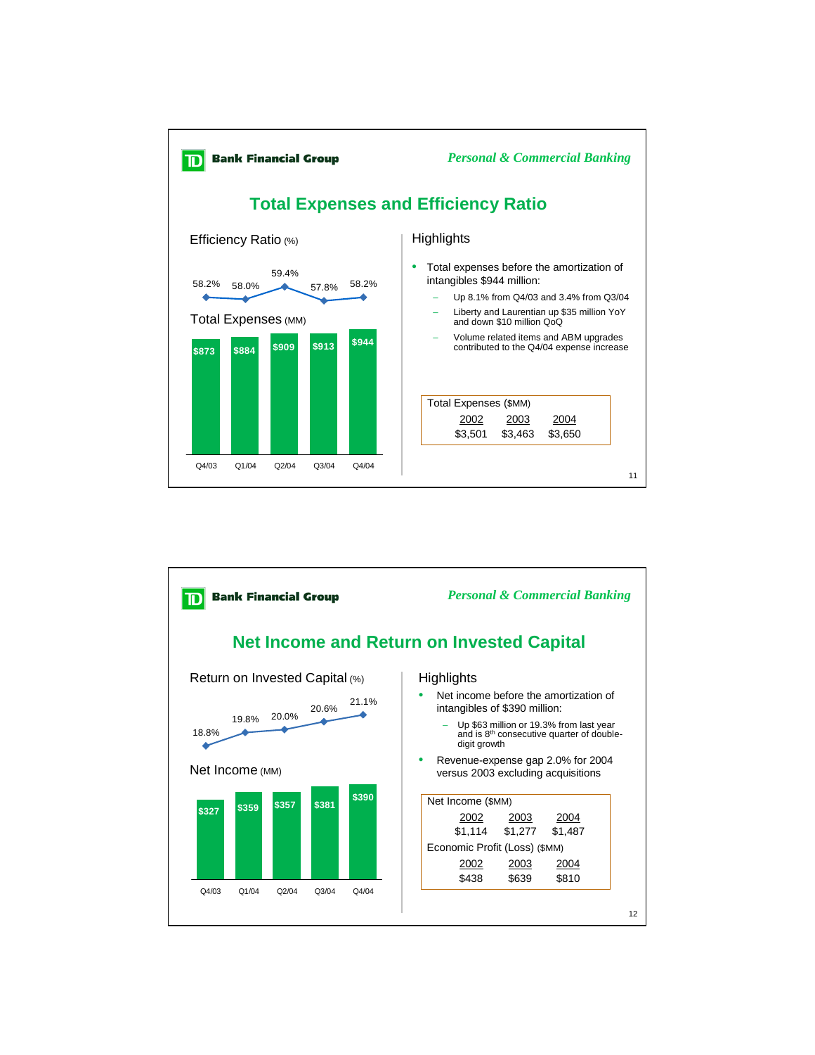**TD Bank Financial Group** — *Personal & Commercial Banking*

# Total Expenses and Efficiency Ratio

## Efficiency Ratio (%)

| Q4/03 | Q1/04 | Q2/04 | Q3/04 | Q4/04 |
|---|---|---|---|---|
| 58.2% | 58.0% | 59.4% | 57.8% | 58.2% |

## Total Expenses (MM)

| Q4/03 | Q1/04 | Q2/04 | Q3/04 | Q4/04 |
|---|---|---|---|---|
| $873 | $884 | $909 | $913 | $944 |

## Highlights

- Total expenses before the amortization of intangibles $944 million:
  - Up 8.1% from Q4/03 and 3.4% from Q3/04
  - Liberty and Laurentian up $35 million YoY and down $10 million QoQ
  - Volume related items and ABM upgrades contributed to the Q4/04 expense increase

| Total Expenses ($MM) | | |
|---|---|---|
| 2002 | 2003 | 2004 |
| $3,501 | $3,463 | $3,650 |

---

**TD Bank Financial Group** — *Personal & Commercial Banking*

# Net Income and Return on Invested Capital

## Return on Invested Capital (%)

| Q4/03 | Q1/04 | Q2/04 | Q3/04 | Q4/04 |
|---|---|---|---|---|
| 18.8% | 19.8% | 20.0% | 20.6% | 21.1% |

## Net Income (MM)

| Q4/03 | Q1/04 | Q2/04 | Q3/04 | Q4/04 |
|---|---|---|---|---|
| $327 | $359 | $357 | $381 | $390 |

## Highlights

- Net income before the amortization of intangibles of $390 million:
  - Up $63 million or 19.3% from last year and is 8th consecutive quarter of double-digit growth
- Revenue-expense gap 2.0% for 2004 versus 2003 excluding acquisitions

| Net Income ($MM) | | |
|---|---|---|
| 2002 | 2003 | 2004 |
| $1,114 | $1,277 | $1,487 |
| **Economic Profit (Loss) ($MM)** | | |
| 2002 | 2003 | 2004 |
| $438 | $639 | $810 |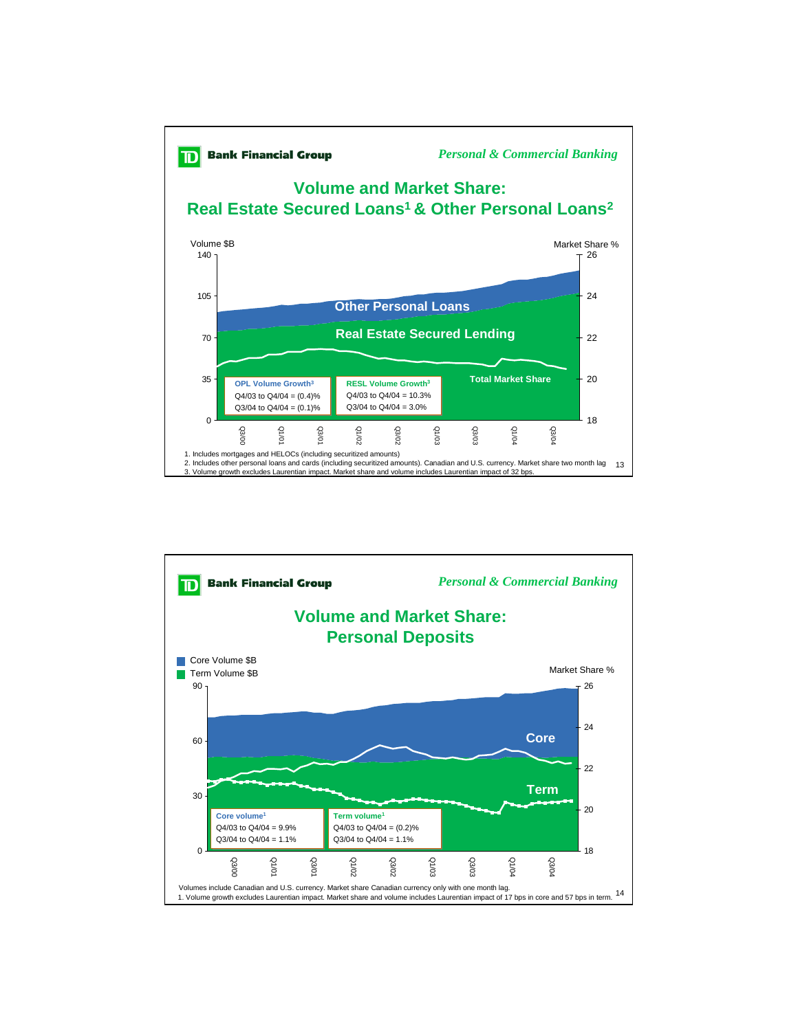**Bank Financial Group** *Personal & Commercial Banking*

## Volume and Market Share: Real Estate Secured Loans[1] & Other Personal Loans[2]

Volume $B | Market Share %

Other Personal Loans

Real Estate Secured Lending

Total Market Share

| OPL Volume Growth[3] |
|---|
| Q4/03 to Q4/04 = (0.4)% |
| Q3/04 to Q4/04 = (0.1)% |

| RESL Volume Growth[3] |
|---|
| Q4/03 to Q4/04 = 10.3% |
| Q3/04 to Q4/04 = 3.0% |

1. Includes mortgages and HELOCs (including securitized amounts)
2. Includes other personal loans and cards (including securitized amounts). Canadian and U.S. currency. Market share two month lag
3. Volume growth excludes Laurentian impact. Market share and volume includes Laurentian impact of 32 bps.

---

**Bank Financial Group** *Personal & Commercial Banking*

## Volume and Market Share: Personal Deposits

Core Volume $B | Term Volume $B | Market Share %

Core

Term

| Core volume[1] |
|---|
| Q4/03 to Q4/04 = 9.9% |
| Q3/04 to Q4/04 = 1.1% |

| Term volume[1] |
|---|
| Q4/03 to Q4/04 = (0.2)% |
| Q3/04 to Q4/04 = 1.1% |

Volumes include Canadian and U.S. currency. Market share Canadian currency only with one month lag.
1. Volume growth excludes Laurentian impact. Market share and volume includes Laurentian impact of 17 bps in core and 57 bps in term.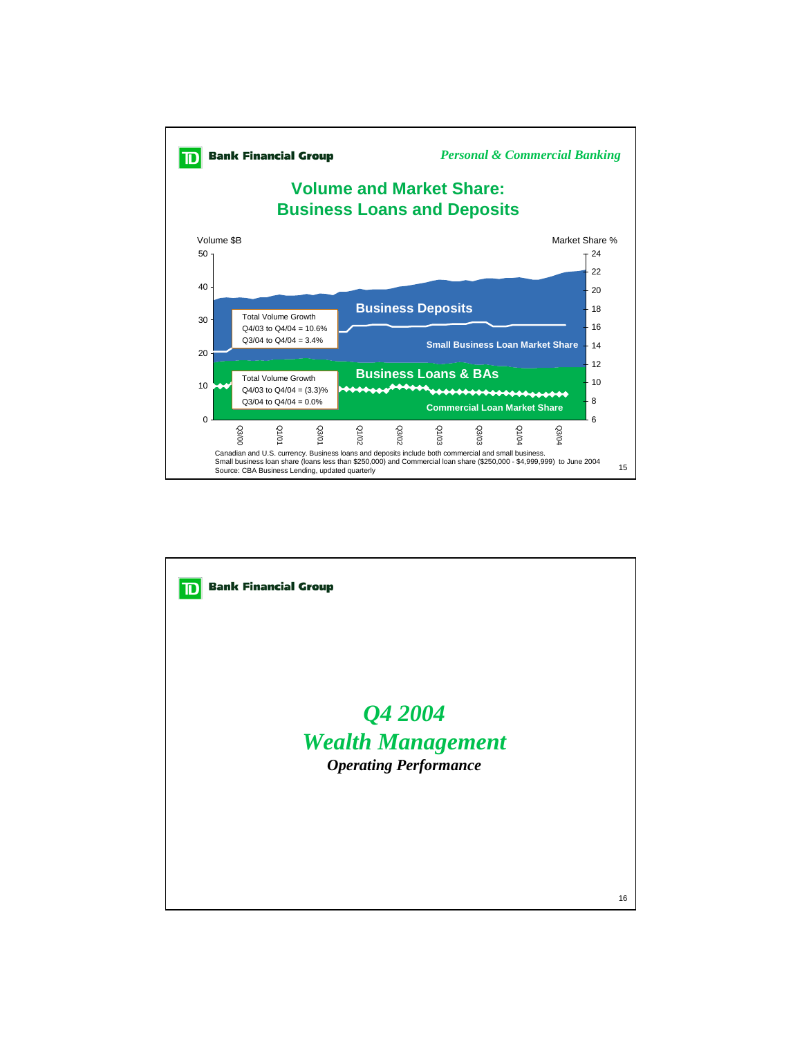**Bank Financial Group** *Personal & Commercial Banking*

## Volume and Market Share: Business Loans and Deposits

Volume $B | Market Share %

**Business Deposits**

Total Volume Growth
Q4/03 to Q4/04 = 10.6%
Q3/04 to Q4/04 = 3.4%

**Small Business Loan Market Share**

**Business Loans & BAs**

Total Volume Growth
Q4/03 to Q4/04 = (3.3)%
Q3/04 to Q4/04 = 0.0%

**Commercial Loan Market Share**

Q3/00, Q1/01, Q3/01, Q1/02, Q3/02, Q1/03, Q3/03, Q1/04, Q3/04

Canadian and U.S. currency. Business loans and deposits include both commercial and small business.
Small business loan share (loans less than $250,000) and Commercial loan share ($250,000 - $4,999,999) to June 2004
Source: CBA Business Lending, updated quarterly

---

**Bank Financial Group**

# *Q4 2004*
# *Wealth Management*
### *Operating Performance*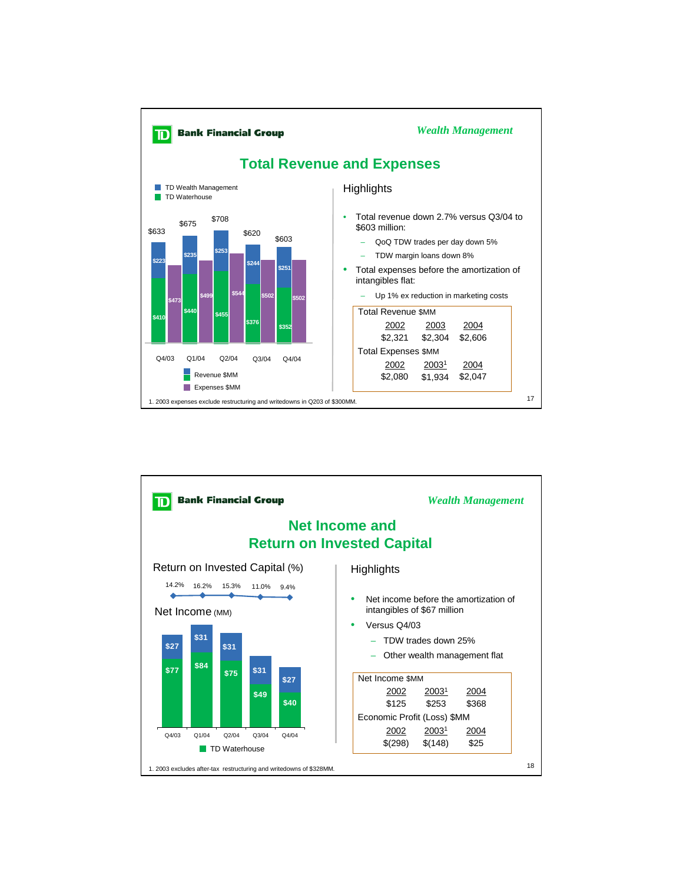## Wealth Management

# Total Revenue and Expenses

TD Wealth Management / TD Waterhouse

| | Q4/03 | Q1/04 | Q2/04 | Q3/04 | Q4/04 |
|---|---|---|---|---|---|
| Revenue $MM (total) | $633 | $675 | $708 | $620 | $603 |
| TD Wealth Management | $223 | $235 | $253 | $244 | $251 |
| TD Waterhouse | $410 | $440 | $455 | $376 | $352 |
| Expenses $MM | $473 | $499 | $544 | $502 | $502 |

### Highlights

- Total revenue down 2.7% versus Q3/04 to $603 million:
  - QoQ TDW trades per day down 5%
  - TDW margin loans down 8%
- Total expenses before the amortization of intangibles flat:
  - Up 1% ex reduction in marketing costs

Total Revenue $MM

| 2002 | 2003 | 2004 |
|---|---|---|
| $2,321 | $2,304 | $2,606 |

Total Expenses $MM

| 2002 | 2003[1] | 2004 |
|---|---|---|
| $2,080 | $1,934 | $2,047 |

1. 2003 expenses exclude restructuring and writedowns in Q203 of $300MM.

## Wealth Management

# Net Income and Return on Invested Capital

Return on Invested Capital (%)

| Q4/03 | Q1/04 | Q2/04 | Q3/04 | Q4/04 |
|---|---|---|---|---|
| 14.2% | 16.2% | 15.3% | 11.0% | 9.4% |

Net Income (MM)

| | Q4/03 | Q1/04 | Q2/04 | Q3/04 | Q4/04 |
|---|---|---|---|---|---|
| Other | $27 | $31 | $31 | $31 | $27 |
| TD Waterhouse | $77 | $84 | $75 | $49 | $40 |

### Highlights

- Net income before the amortization of intangibles of $67 million
- Versus Q4/03
  - TDW trades down 25%
  - Other wealth management flat

Net Income $MM

| 2002 | 2003[1] | 2004 |
|---|---|---|
| $125 | $253 | $368 |

Economic Profit (Loss) $MM

| 2002 | 2003[1] | 2004 |
|---|---|---|
| $(298) | $(148) | $25 |

1. 2003 excludes after-tax restructuring and writedowns of $328MM.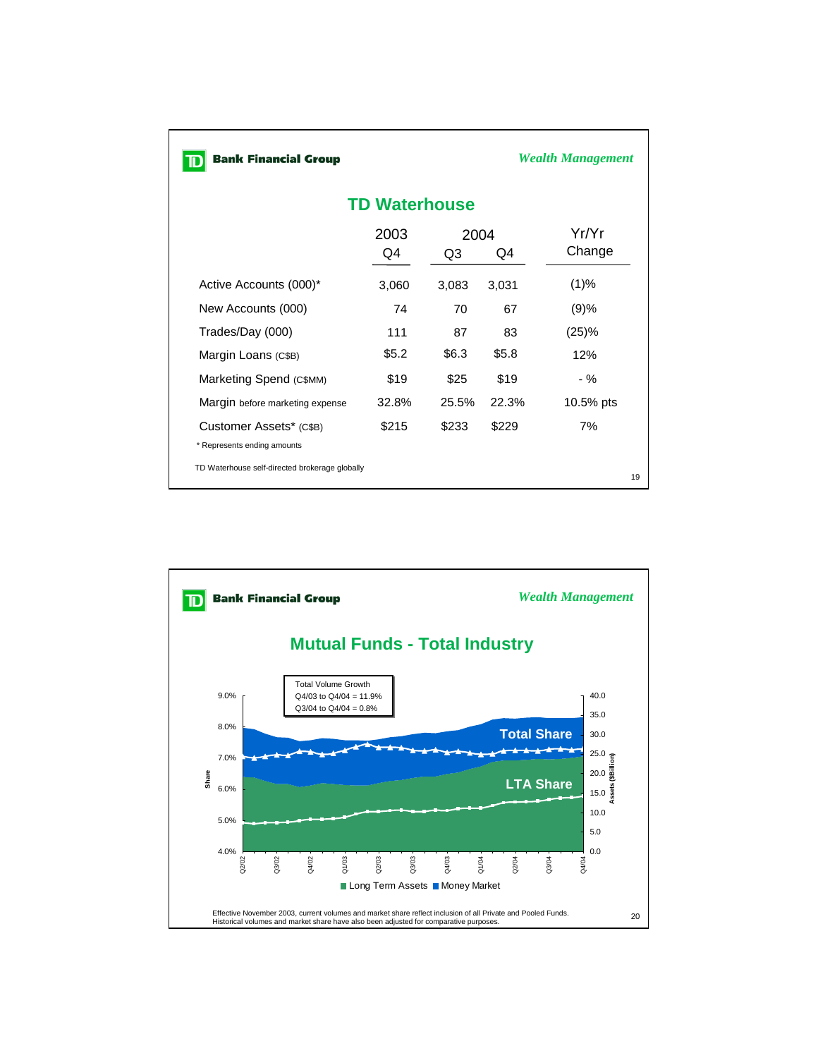## TD Waterhouse

| | 2003 Q4 | 2004 Q3 | 2004 Q4 | Yr/Yr Change |
|---|---|---|---|---|
| Active Accounts (000)* | 3,060 | 3,083 | 3,031 | (1)% |
| New Accounts (000) | 74 | 70 | 67 | (9)% |
| Trades/Day (000) | 111 | 87 | 83 | (25)% |
| Margin Loans (C$B) | $5.2 | $6.3 | $5.8 | 12% |
| Marketing Spend (C$MM) | $19 | $25 | $19 | - % |
| Margin before marketing expense | 32.8% | 25.5% | 22.3% | 10.5% pts |
| Customer Assets* (C$B) | $215 | $233 | $229 | 7% |

\* Represents ending amounts

TD Waterhouse self-directed brokerage globally

## Mutual Funds - Total Industry

Total Volume Growth
Q4/03 to Q4/04 = 11.9%
Q3/04 to Q4/04 = 0.8%

Total Share

LTA Share

Share: 4.0% – 9.0%; Assets ($Billion): 0.0 – 40.0

Q2/02, Q3/02, Q4/02, Q1/03, Q2/03, Q3/03, Q4/03, Q1/04, Q2/04, Q3/04, Q4/04

Long Term Assets ■ Money Market

Effective November 2003, current volumes and market share reflect inclusion of all Private and Pooled Funds.
Historical volumes and market share have also been adjusted for comparative purposes.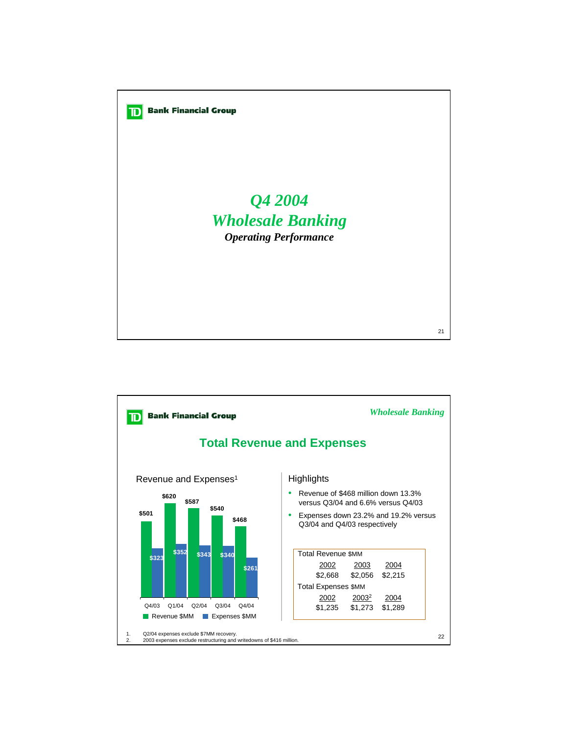# Q4 2004
# Wholesale Banking
### *Operating Performance*

---

*Wholesale Banking*

## Total Revenue and Expenses

### Revenue and Expenses[1]

| | Q4/03 | Q1/04 | Q2/04 | Q3/04 | Q4/04 |
|---|---|---|---|---|---|
| Revenue $MM | $501 | $620 | $587 | $540 | $468 |
| Expenses $MM | $323 | $352 | $343 | $340 | $261 |

### Highlights

- Revenue of $468 million down 13.3% versus Q3/04 and 6.6% versus Q4/03
- Expenses down 23.2% and 19.2% versus Q3/04 and Q4/03 respectively

| Total Revenue $MM | | |
|---|---|---|
| 2002 | 2003 | 2004 |
| $2,668 | $2,056 | $2,215 |

| Total Expenses $MM | | |
|---|---|---|
| 2002 | 2003[2] | 2004 |
| $1,235 | $1,273 | $1,289 |

1. Q2/04 expenses exclude $7MM recovery.
2. 2003 expenses exclude restructuring and writedowns of $416 million.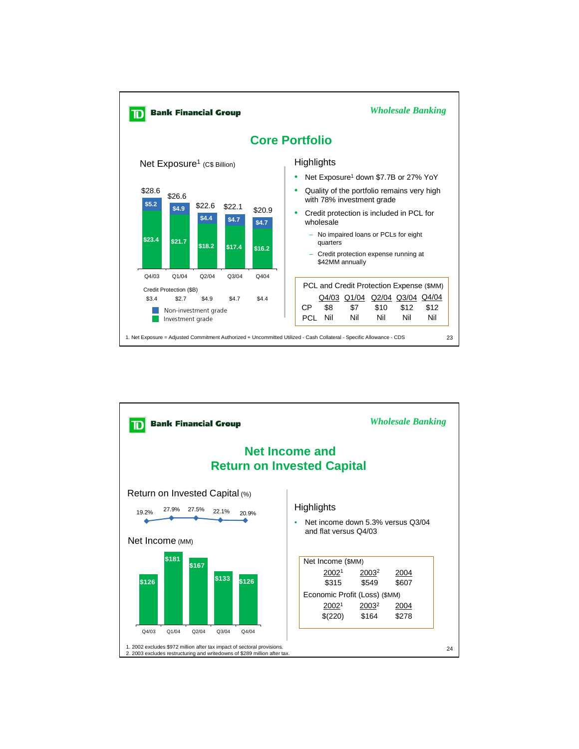*Wholesale Banking*

## Core Portfolio

### Net Exposure[1] (C$ Billion)

| | Q4/03 | Q1/04 | Q2/04 | Q3/04 | Q404 |
|---|---|---|---|---|---|
| Total | $28.6 | $26.6 | $22.6 | $22.1 | $20.9 |
| Non-investment grade | $5.2 | $4.9 | $4.4 | $4.7 | $4.7 |
| Investment grade | $23.4 | $21.7 | $18.2 | $17.4 | $16.2 |
| Credit Protection ($B) | $3.4 | $2.7 | $4.9 | $4.7 | $4.4 |

### Highlights

- Net Exposure[1] down $7.7B or 27% YoY
- Quality of the portfolio remains very high with 78% investment grade
- Credit protection is included in PCL for wholesale
  - No impaired loans or PCLs for eight quarters
  - Credit protection expense running at $42MM annually

**PCL and Credit Protection Expense ($MM)**

| | Q4/03 | Q1/04 | Q2/04 | Q3/04 | Q4/04 |
|---|---|---|---|---|---|
| CP | $8 | $7 | $10 | $12 | $12 |
| PCL | Nil | Nil | Nil | Nil | Nil |

1. Net Exposure = Adjusted Commitment Authorized + Uncommitted Utilized - Cash Collateral - Specific Allowance - CDS

---

*Wholesale Banking*

## Net Income and Return on Invested Capital

### Return on Invested Capital (%) and Net Income (MM)

| | Q4/03 | Q1/04 | Q2/04 | Q3/04 | Q4/04 |
|---|---|---|---|---|---|
| Return on Invested Capital | 19.2% | 27.9% | 27.5% | 22.1% | 20.9% |
| Net Income | $126 | $181 | $167 | $133 | $126 |

### Highlights

- Net income down 5.3% versus Q3/04 and flat versus Q4/03

**Net Income ($MM)**

| 2002[1] | 2003[2] | 2004 |
|---|---|---|
| $315 | $549 | $607 |

**Economic Profit (Loss) ($MM)**

| 2002[1] | 2003[2] | 2004 |
|---|---|---|
| $(220) | $164 | $278 |

1. 2002 excludes $972 million after tax impact of sectoral provisions.
2. 2003 excludes restructuring and writedowns of $289 million after tax.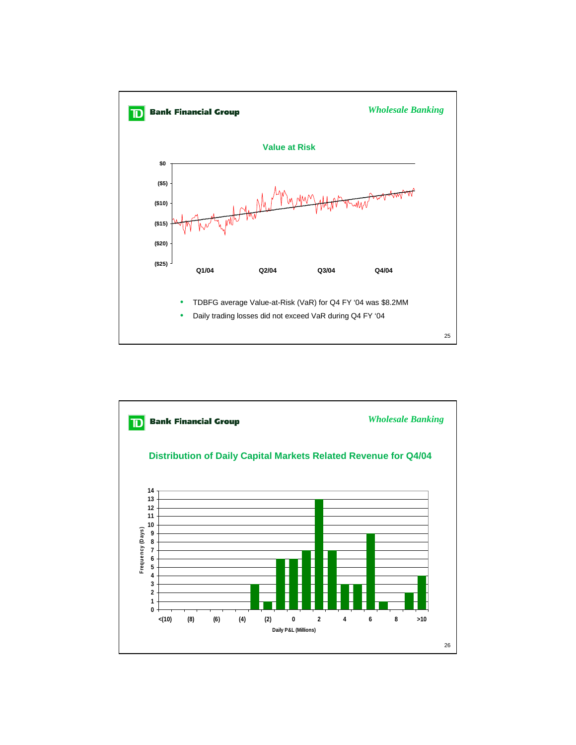**Bank Financial Group** *Wholesale Banking*

## Value at Risk

$0

($5)

($10)

($15)

($20)

($25)

Q1/04 Q2/04 Q3/04 Q4/04

- TDBFG average Value-at-Risk (VaR) for Q4 FY '04 was $8.2MM
- Daily trading losses did not exceed VaR during Q4 FY '04

**Bank Financial Group** *Wholesale Banking*

## Distribution of Daily Capital Markets Related Revenue for Q4/04

Frequency (Days)

| Daily P&L (Millions) | Frequency (Days) |
|---|---|
| <(10) | 0 |
| (9) | 0 |
| (8) | 0 |
| (7) | 0 |
| (6) | 0 |
| (5) | 0 |
| (4) | 0 |
| (3) | 3 |
| (2) | 1 |
| (1) | 6 |
| 0 | 6 |
| 1 | 7 |
| 2 | 13 |
| 3 | 7 |
| 4 | 3 |
| 5 | 3 |
| 6 | 9 |
| 7 | 1 |
| 8 | 0 |
| 9 | 2 |
| >10 | 4 |

Daily P&L (Millions)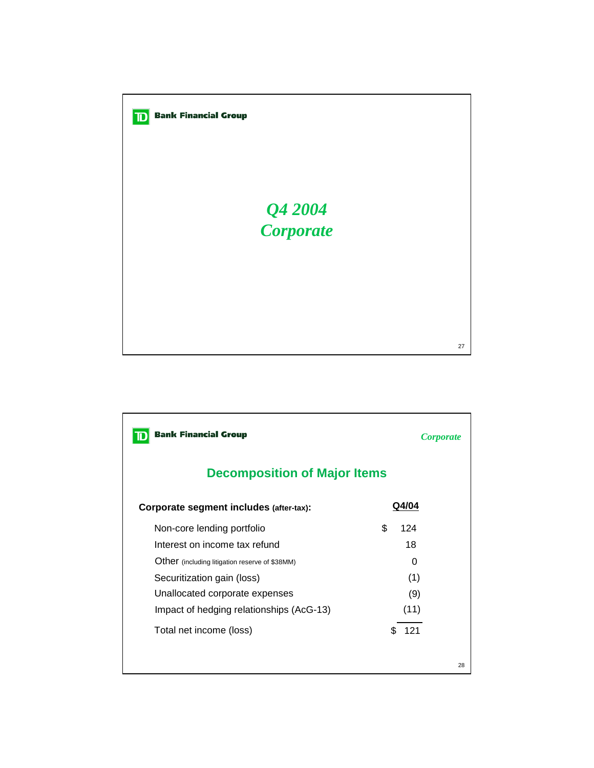# Q4 2004
# Corporate

## Decomposition of Major Items

| Corporate segment includes (after-tax): | Q4/04 |
|---|---|
| Non-core lending portfolio | $ 124 |
| Interest on income tax refund | 18 |
| Other (including litigation reserve of $38MM) | 0 |
| Securitization gain (loss) | (1) |
| Unallocated corporate expenses | (9) |
| Impact of hedging relationships (AcG-13) | (11) |
| Total net income (loss) | $ 121 |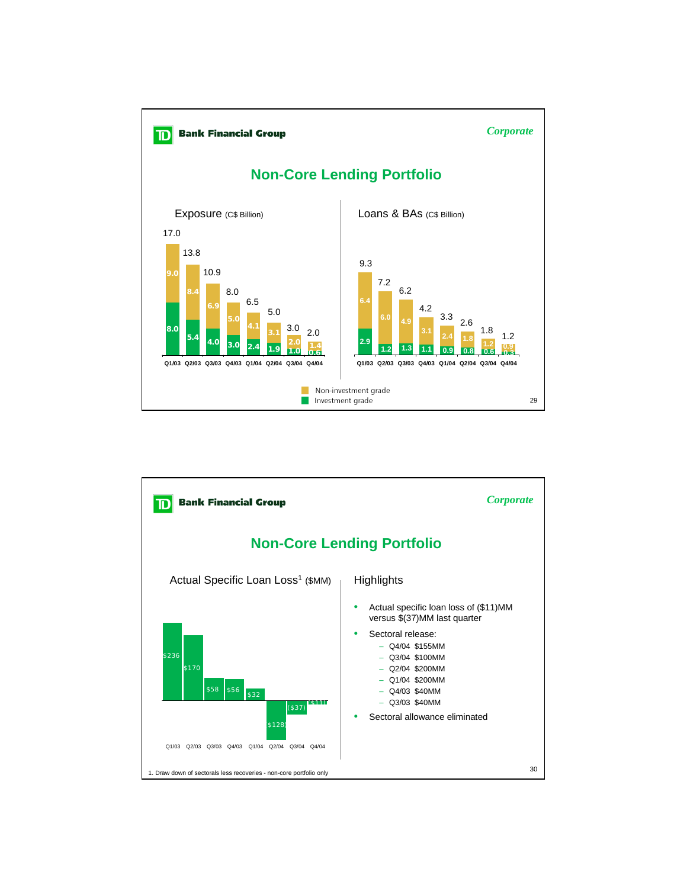## Non-Core Lending Portfolio

### Exposure (C$ Billion)

| Quarter | Non-investment grade | Investment grade | Total |
|---|---|---|---|
| Q1/03 | 9.0 | 8.0 | 17.0 |
| Q2/03 | 8.4 | 5.4 | 13.8 |
| Q3/03 | 6.9 | 4.0 | 10.9 |
| Q4/03 | 5.0 | 3.0 | 8.0 |
| Q1/04 | 4.1 | 2.4 | 6.5 |
| Q2/04 | 3.1 | 1.9 | 5.0 |
| Q3/04 | 2.0 | 1.0 | 3.0 |
| Q4/04 | 1.4 | 0.6 | 2.0 |

### Loans & BAs (C$ Billion)

| Quarter | Non-investment grade | Investment grade | Total |
|---|---|---|---|
| Q1/03 | 6.4 | 2.9 | 9.3 |
| Q2/03 | 6.0 | 1.2 | 7.2 |
| Q3/03 | 4.9 | 1.3 | 6.2 |
| Q4/03 | 3.1 | 1.1 | 4.2 |
| Q1/04 | 2.4 | 0.9 | 3.3 |
| Q2/04 | 1.8 | 0.8 | 2.6 |
| Q3/04 | 1.2 | 0.6 | 1.8 |
| Q4/04 | 0.9 | 0.3 | 1.2 |

## Non-Core Lending Portfolio

### Actual Specific Loan Loss[1] ($MM)

| Quarter | Actual Specific Loan Loss |
|---|---|
| Q1/03 | $236 |
| Q2/03 | $170 |
| Q3/03 | $58 |
| Q4/03 | $56 |
| Q1/04 | $32 |
| Q2/04 | ($128) |
| Q3/04 | ($37) |
| Q4/04 | ($11) |

### Highlights

- Actual specific loan loss of ($11)MM versus $(37)MM last quarter
- Sectoral release:
  - Q4/04 $155MM
  - Q3/04 $100MM
  - Q2/04 $200MM
  - Q1/04 $200MM
  - Q4/03 $40MM
  - Q3/03 $40MM
- Sectoral allowance eliminated

1. Draw down of sectorals less recoveries - non-core portfolio only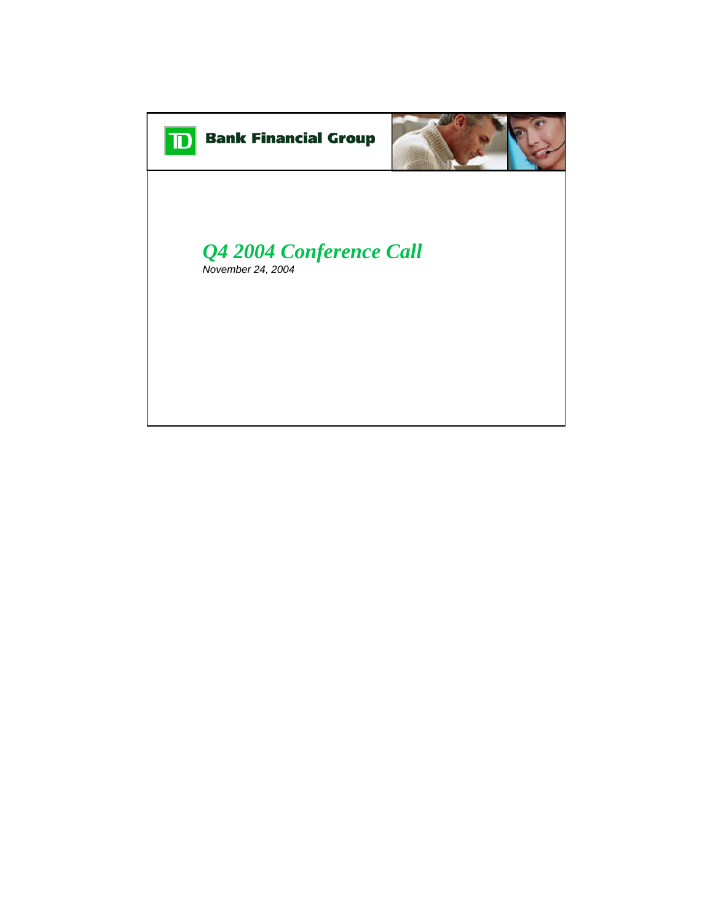**Bank Financial Group**

# *Q4 2004 Conference Call*

*November 24, 2004*